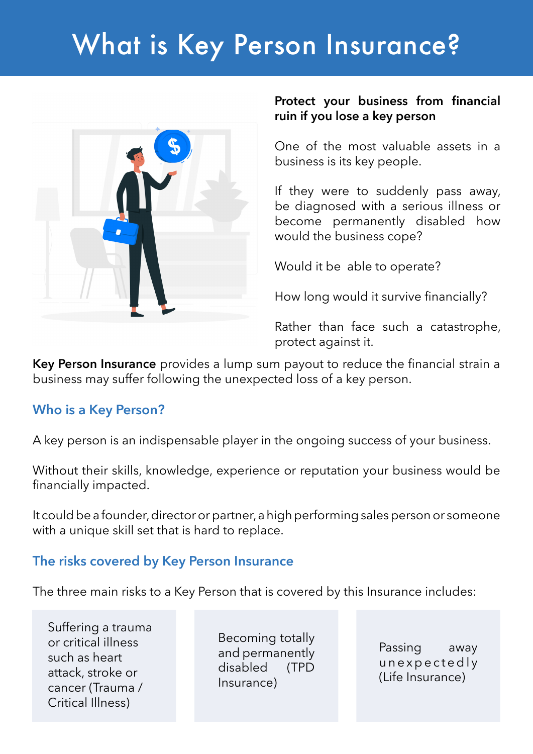# What is Key Person Insurance?

**Protect your business from financial ruin if you lose a key person**

One of the most valuable assets in a business is its key people.

If they were to suddenly pass away, be diagnosed with a serious illness or become permanently disabled how would the business cope?

Would it be able to operate?

How long would it survive financially?

Rather than face such a catastrophe, protect against it.

**Key Person Insurance** provides a lump sum payout to reduce the financial strain a business may suffer following the unexpected loss of a key person.

## Who is a Key Person?

A key person is an indispensable player in the ongoing success of your business.

Without their skills, knowledge, experience or reputation your business would be financially impacted.

It could be a founder, director or partner, a high performing sales person or someone with a unique skill set that is hard to replace.

## The risks covered by Key Person Insurance

The three main risks to a Key Person that is covered by this Insurance includes:

- Suffering a trauma or critical illness such as heart attack, stroke or cancer (Trauma / Critical Illness)
- Becoming totally and permanently disabled (TPD Insurance)
- Passing away unexpectedly (Life Insurance)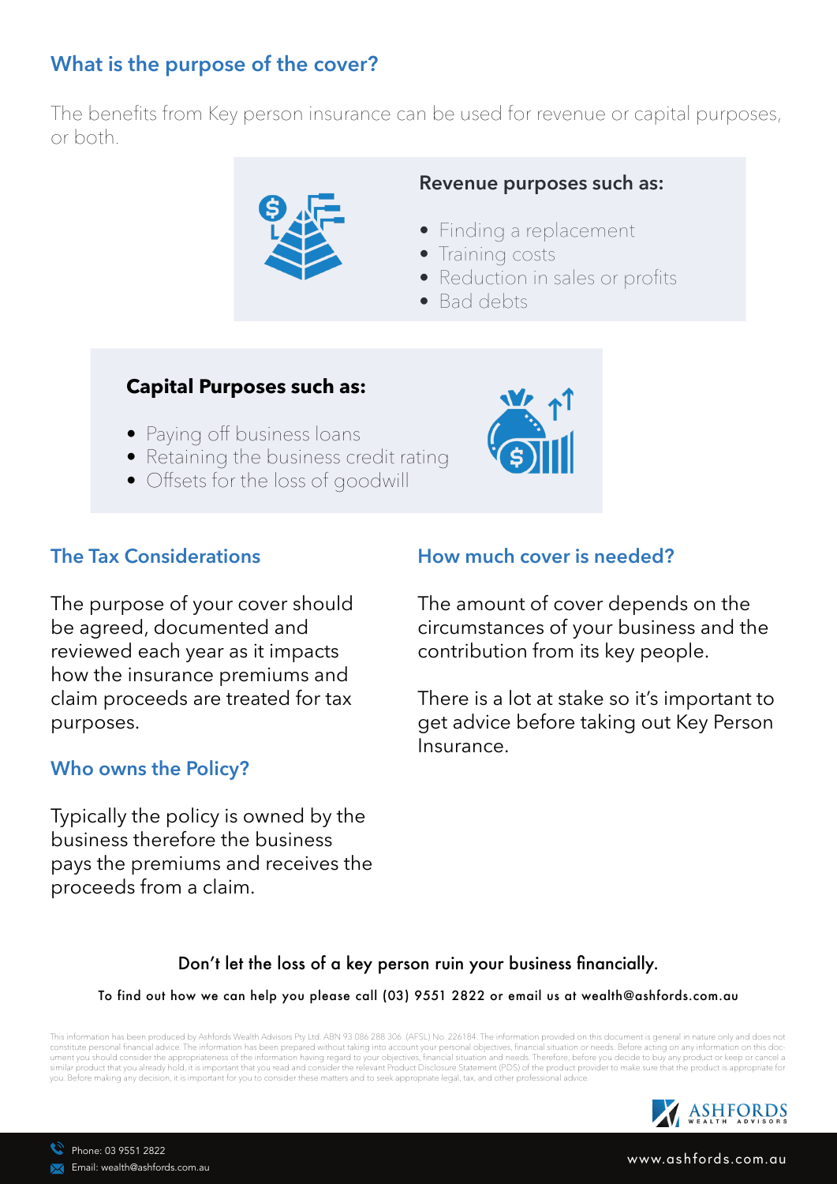## What is the purpose of the cover?

The benefits from Key person insurance can be used for revenue or capital purposes, or both.

**Revenue purposes such as:**

- Finding a replacement
- Training costs
- Reduction in sales or profits
- Bad debts

**Capital Purposes such as:**

- Paying off business loans
- Retaining the business credit rating
- Offsets for the loss of goodwill

### The Tax Considerations

The purpose of your cover should be agreed, documented and reviewed each year as it impacts how the insurance premiums and claim proceeds are treated for tax purposes.

### Who owns the Policy?

Typically the policy is owned by the business therefore the business pays the premiums and receives the proceeds from a claim.

### How much cover is needed?

The amount of cover depends on the circumstances of your business and the contribution from its key people.

There is a lot at stake so it's important to get advice before taking out Key Person Insurance.

**Don't let the loss of a key person ruin your business financially.**

To find out how we can help you please call (03) 9551 2822 or email us at wealth@ashfords.com.au

This information has been produced by Ashfords Wealth Advisors Pty Ltd. ABN 93 086 288 306 (AFSL) No. 226184. The information provided on this document is general in nature only and does not constitute personal financial advice. The information has been prepared without taking into account your personal objectives, financial situation or needs. Before acting on any information on this document you should consider the appropriateness of the information having regard to your objectives, financial situation and needs. Therefore, before you decide to buy any product or keep or cancel a similar product that you already hold, it is important that you read and consider the relevant Product Disclosure Statement (PDS) of the product provider to make sure that the product is appropriate for you. Before making any decision, it is important for you to consider these matters and to seek appropriate legal, tax, and other professional advice.

ASHFORDS WEALTH ADVISORS

Phone: 03 9551 2822

Email: wealth@ashfords.com.au

www.ashfords.com.au